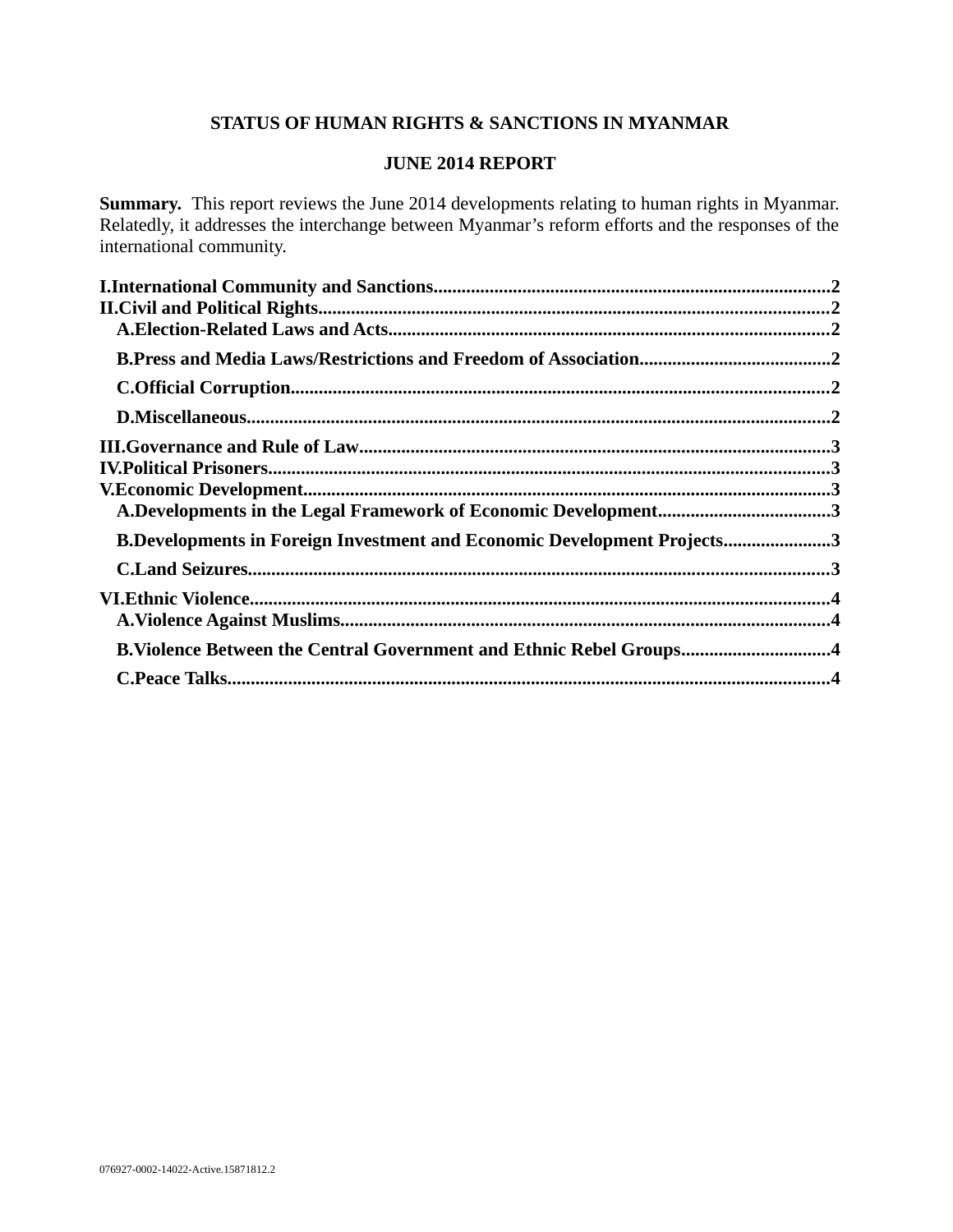**STATUS OF HUMAN RIGHTS & SANCTIONS IN MYANMAR**

**JUNE 2014 REPORT**

**Summary.** This report reviews the June 2014 developments relating to human rights in Myanmar. Relatedly, it addresses the interchange between Myanmar's reform efforts and the responses of the international community.

**I.International Community and Sanctions....................................................................................2**
**II.Civil and Political Rights...........................................................................................................2**
- **A.Election-Related Laws and Acts.............................................................................................2**
- **B.Press and Media Laws/Restrictions and Freedom of Association.........................................2**
- **C.Official Corruption.................................................................................................................2**
- **D.Miscellaneous..........................................................................................................................2**

**III.Governance and Rule of Law...................................................................................................3**
**IV.Political Prisoners......................................................................................................................3**
**V.Economic Development...............................................................................................................3**
- **A.Developments in the Legal Framework of Economic Development.....................................3**
- **B.Developments in Foreign Investment and Economic Development Projects.......................3**
- **C.Land Seizures..........................................................................................................................3**

**VI.Ethnic Violence..........................................................................................................................4**
- **A.Violence Against Muslims......................................................................................................4**
- **B.Violence Between the Central Government and Ethnic Rebel Groups................................4**
- **C.Peace Talks..............................................................................................................................4**

076927-0002-14022-Active.15871812.2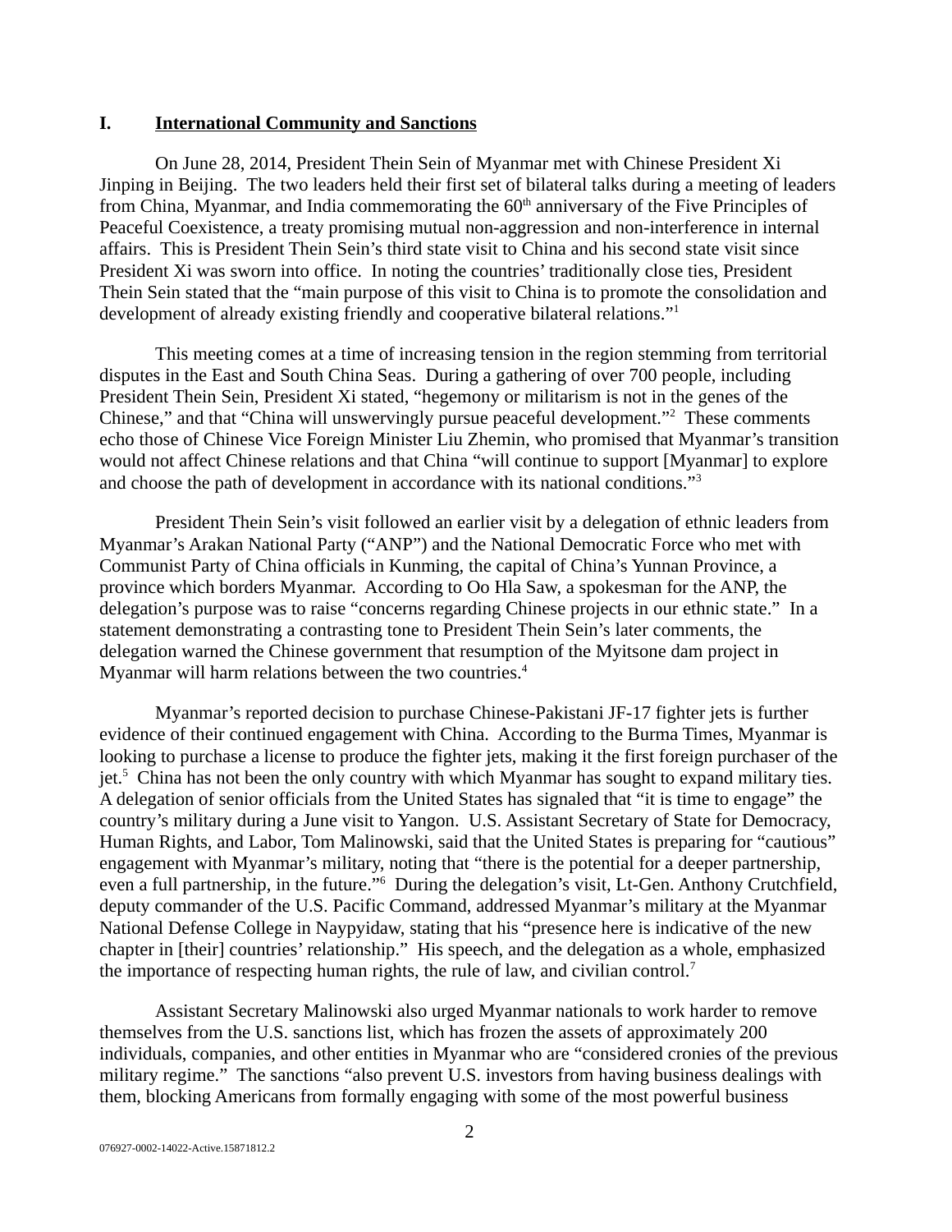## I. International Community and Sanctions

On June 28, 2014, President Thein Sein of Myanmar met with Chinese President Xi Jinping in Beijing. The two leaders held their first set of bilateral talks during a meeting of leaders from China, Myanmar, and India commemorating the 60th anniversary of the Five Principles of Peaceful Coexistence, a treaty promising mutual non-aggression and non-interference in internal affairs. This is President Thein Sein's third state visit to China and his second state visit since President Xi was sworn into office. In noting the countries' traditionally close ties, President Thein Sein stated that the "main purpose of this visit to China is to promote the consolidation and development of already existing friendly and cooperative bilateral relations."[1]

This meeting comes at a time of increasing tension in the region stemming from territorial disputes in the East and South China Seas. During a gathering of over 700 people, including President Thein Sein, President Xi stated, "hegemony or militarism is not in the genes of the Chinese," and that "China will unswervingly pursue peaceful development."[2] These comments echo those of Chinese Vice Foreign Minister Liu Zhemin, who promised that Myanmar's transition would not affect Chinese relations and that China "will continue to support [Myanmar] to explore and choose the path of development in accordance with its national conditions."[3]

President Thein Sein's visit followed an earlier visit by a delegation of ethnic leaders from Myanmar's Arakan National Party ("ANP") and the National Democratic Force who met with Communist Party of China officials in Kunming, the capital of China's Yunnan Province, a province which borders Myanmar. According to Oo Hla Saw, a spokesman for the ANP, the delegation's purpose was to raise "concerns regarding Chinese projects in our ethnic state." In a statement demonstrating a contrasting tone to President Thein Sein's later comments, the delegation warned the Chinese government that resumption of the Myitsone dam project in Myanmar will harm relations between the two countries.[4]

Myanmar's reported decision to purchase Chinese-Pakistani JF-17 fighter jets is further evidence of their continued engagement with China. According to the Burma Times, Myanmar is looking to purchase a license to produce the fighter jets, making it the first foreign purchaser of the jet.[5] China has not been the only country with which Myanmar has sought to expand military ties. A delegation of senior officials from the United States has signaled that "it is time to engage" the country's military during a June visit to Yangon. U.S. Assistant Secretary of State for Democracy, Human Rights, and Labor, Tom Malinowski, said that the United States is preparing for "cautious" engagement with Myanmar's military, noting that "there is the potential for a deeper partnership, even a full partnership, in the future."[6] During the delegation's visit, Lt-Gen. Anthony Crutchfield, deputy commander of the U.S. Pacific Command, addressed Myanmar's military at the Myanmar National Defense College in Naypyidaw, stating that his "presence here is indicative of the new chapter in [their] countries' relationship." His speech, and the delegation as a whole, emphasized the importance of respecting human rights, the rule of law, and civilian control.[7]

Assistant Secretary Malinowski also urged Myanmar nationals to work harder to remove themselves from the U.S. sanctions list, which has frozen the assets of approximately 200 individuals, companies, and other entities in Myanmar who are "considered cronies of the previous military regime." The sanctions "also prevent U.S. investors from having business dealings with them, blocking Americans from formally engaging with some of the most powerful business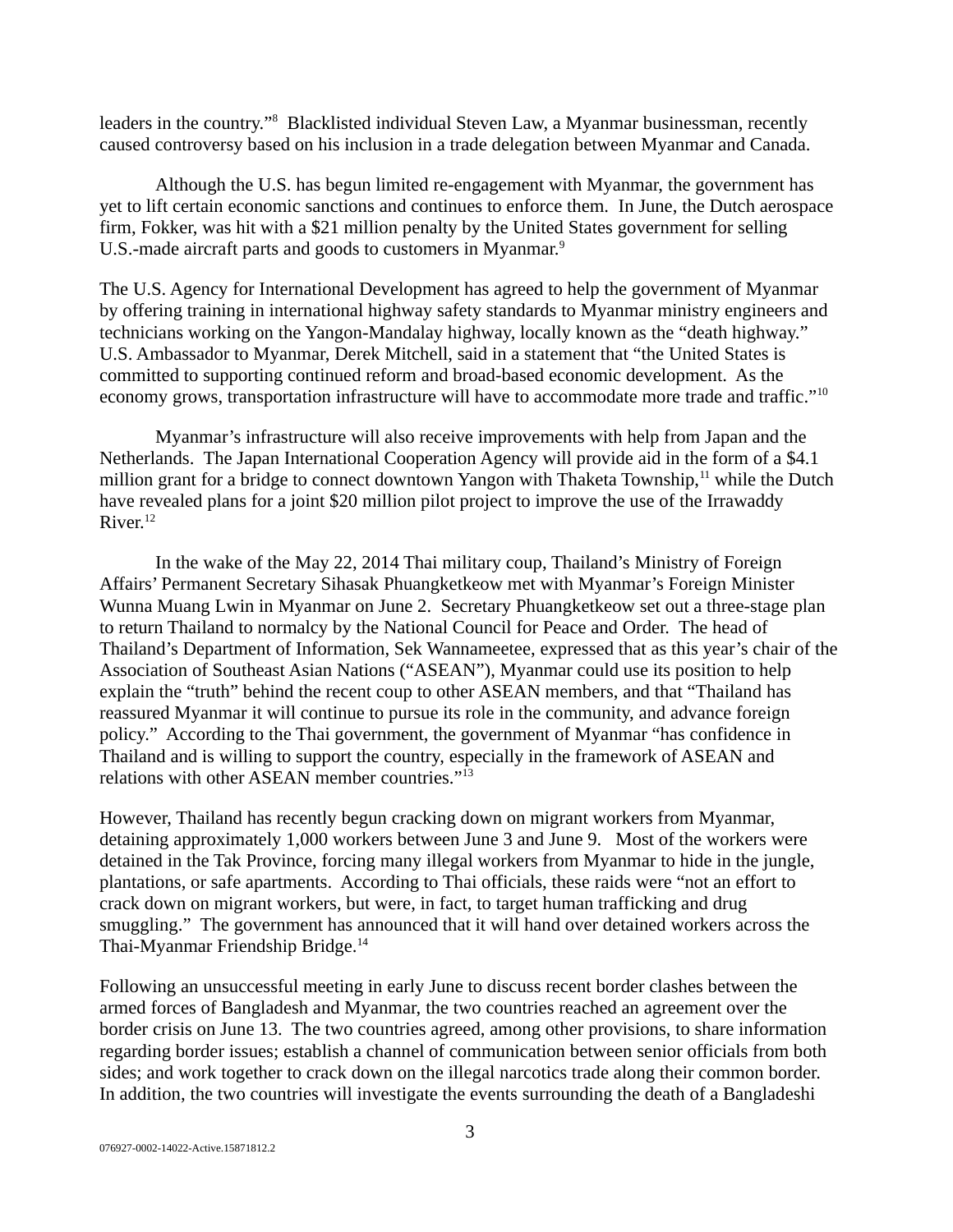leaders in the country."[8] Blacklisted individual Steven Law, a Myanmar businessman, recently caused controversy based on his inclusion in a trade delegation between Myanmar and Canada.

Although the U.S. has begun limited re-engagement with Myanmar, the government has yet to lift certain economic sanctions and continues to enforce them. In June, the Dutch aerospace firm, Fokker, was hit with a $21 million penalty by the United States government for selling U.S.-made aircraft parts and goods to customers in Myanmar.[9]

The U.S. Agency for International Development has agreed to help the government of Myanmar by offering training in international highway safety standards to Myanmar ministry engineers and technicians working on the Yangon-Mandalay highway, locally known as the "death highway." U.S. Ambassador to Myanmar, Derek Mitchell, said in a statement that "the United States is committed to supporting continued reform and broad-based economic development. As the economy grows, transportation infrastructure will have to accommodate more trade and traffic."[10]

Myanmar's infrastructure will also receive improvements with help from Japan and the Netherlands. The Japan International Cooperation Agency will provide aid in the form of a $4.1 million grant for a bridge to connect downtown Yangon with Thaketa Township,[11] while the Dutch have revealed plans for a joint $20 million pilot project to improve the use of the Irrawaddy River.[12]

In the wake of the May 22, 2014 Thai military coup, Thailand's Ministry of Foreign Affairs' Permanent Secretary Sihasak Phuangketkeow met with Myanmar's Foreign Minister Wunna Muang Lwin in Myanmar on June 2. Secretary Phuangketkeow set out a three-stage plan to return Thailand to normalcy by the National Council for Peace and Order. The head of Thailand's Department of Information, Sek Wannameetee, expressed that as this year's chair of the Association of Southeast Asian Nations ("ASEAN"), Myanmar could use its position to help explain the "truth" behind the recent coup to other ASEAN members, and that "Thailand has reassured Myanmar it will continue to pursue its role in the community, and advance foreign policy." According to the Thai government, the government of Myanmar "has confidence in Thailand and is willing to support the country, especially in the framework of ASEAN and relations with other ASEAN member countries."[13]

However, Thailand has recently begun cracking down on migrant workers from Myanmar, detaining approximately 1,000 workers between June 3 and June 9. Most of the workers were detained in the Tak Province, forcing many illegal workers from Myanmar to hide in the jungle, plantations, or safe apartments. According to Thai officials, these raids were "not an effort to crack down on migrant workers, but were, in fact, to target human trafficking and drug smuggling." The government has announced that it will hand over detained workers across the Thai-Myanmar Friendship Bridge.[14]

Following an unsuccessful meeting in early June to discuss recent border clashes between the armed forces of Bangladesh and Myanmar, the two countries reached an agreement over the border crisis on June 13. The two countries agreed, among other provisions, to share information regarding border issues; establish a channel of communication between senior officials from both sides; and work together to crack down on the illegal narcotics trade along their common border. In addition, the two countries will investigate the events surrounding the death of a Bangladeshi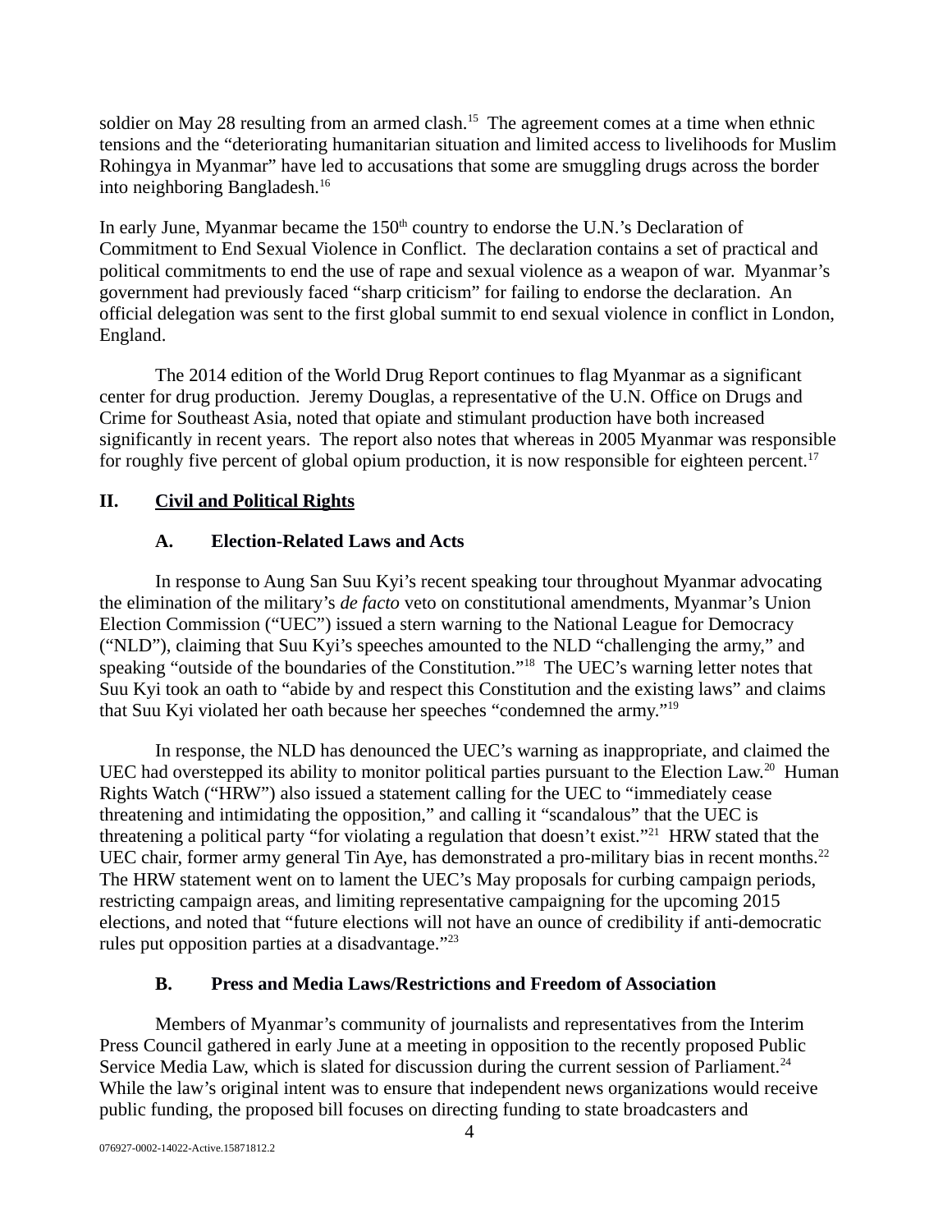soldier on May 28 resulting from an armed clash.[15] The agreement comes at a time when ethnic tensions and the "deteriorating humanitarian situation and limited access to livelihoods for Muslim Rohingya in Myanmar" have led to accusations that some are smuggling drugs across the border into neighboring Bangladesh.[16]

In early June, Myanmar became the 150th country to endorse the U.N.'s Declaration of Commitment to End Sexual Violence in Conflict. The declaration contains a set of practical and political commitments to end the use of rape and sexual violence as a weapon of war. Myanmar's government had previously faced "sharp criticism" for failing to endorse the declaration. An official delegation was sent to the first global summit to end sexual violence in conflict in London, England.

The 2014 edition of the World Drug Report continues to flag Myanmar as a significant center for drug production. Jeremy Douglas, a representative of the U.N. Office on Drugs and Crime for Southeast Asia, noted that opiate and stimulant production have both increased significantly in recent years. The report also notes that whereas in 2005 Myanmar was responsible for roughly five percent of global opium production, it is now responsible for eighteen percent.[17]

## II. Civil and Political Rights

### A. Election-Related Laws and Acts

In response to Aung San Suu Kyi's recent speaking tour throughout Myanmar advocating the elimination of the military's *de facto* veto on constitutional amendments, Myanmar's Union Election Commission ("UEC") issued a stern warning to the National League for Democracy ("NLD"), claiming that Suu Kyi's speeches amounted to the NLD "challenging the army," and speaking "outside of the boundaries of the Constitution."[18] The UEC's warning letter notes that Suu Kyi took an oath to "abide by and respect this Constitution and the existing laws" and claims that Suu Kyi violated her oath because her speeches "condemned the army."[19]

In response, the NLD has denounced the UEC's warning as inappropriate, and claimed the UEC had overstepped its ability to monitor political parties pursuant to the Election Law.[20] Human Rights Watch ("HRW") also issued a statement calling for the UEC to "immediately cease threatening and intimidating the opposition," and calling it "scandalous" that the UEC is threatening a political party "for violating a regulation that doesn't exist."[21] HRW stated that the UEC chair, former army general Tin Aye, has demonstrated a pro-military bias in recent months.[22] The HRW statement went on to lament the UEC's May proposals for curbing campaign periods, restricting campaign areas, and limiting representative campaigning for the upcoming 2015 elections, and noted that "future elections will not have an ounce of credibility if anti-democratic rules put opposition parties at a disadvantage."[23]

### B. Press and Media Laws/Restrictions and Freedom of Association

Members of Myanmar's community of journalists and representatives from the Interim Press Council gathered in early June at a meeting in opposition to the recently proposed Public Service Media Law, which is slated for discussion during the current session of Parliament.[24] While the law's original intent was to ensure that independent news organizations would receive public funding, the proposed bill focuses on directing funding to state broadcasters and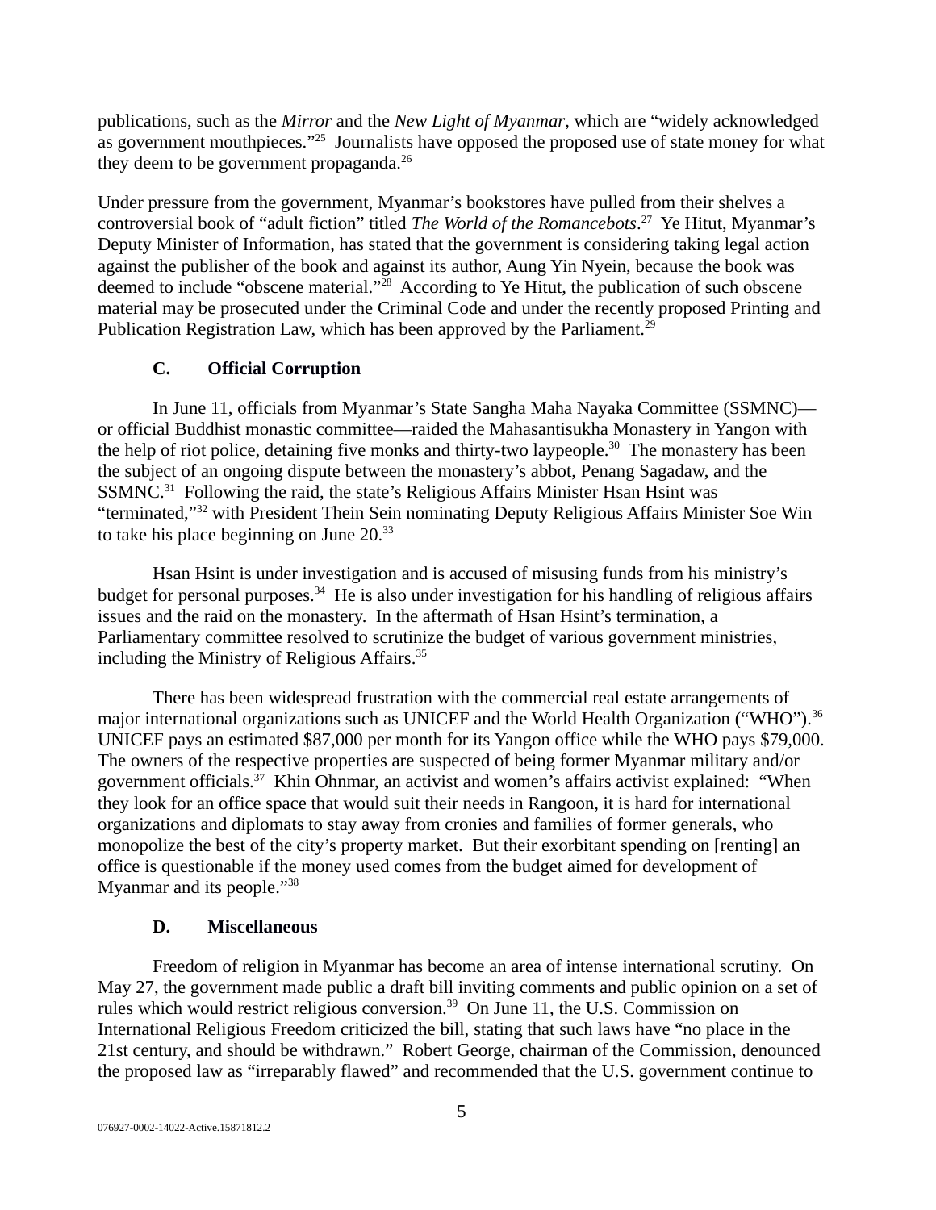publications, such as the *Mirror* and the *New Light of Myanmar*, which are "widely acknowledged as government mouthpieces."[25] Journalists have opposed the proposed use of state money for what they deem to be government propaganda.[26]

Under pressure from the government, Myanmar's bookstores have pulled from their shelves a controversial book of "adult fiction" titled *The World of the Romancebots*.[27] Ye Hitut, Myanmar's Deputy Minister of Information, has stated that the government is considering taking legal action against the publisher of the book and against its author, Aung Yin Nyein, because the book was deemed to include "obscene material."[28] According to Ye Hitut, the publication of such obscene material may be prosecuted under the Criminal Code and under the recently proposed Printing and Publication Registration Law, which has been approved by the Parliament.[29]

### C. Official Corruption

In June 11, officials from Myanmar's State Sangha Maha Nayaka Committee (SSMNC)—or official Buddhist monastic committee—raided the Mahasantisukha Monastery in Yangon with the help of riot police, detaining five monks and thirty-two laypeople.[30] The monastery has been the subject of an ongoing dispute between the monastery's abbot, Penang Sagadaw, and the SSMNC.[31] Following the raid, the state's Religious Affairs Minister Hsan Hsint was "terminated,"[32] with President Thein Sein nominating Deputy Religious Affairs Minister Soe Win to take his place beginning on June 20.[33]

Hsan Hsint is under investigation and is accused of misusing funds from his ministry's budget for personal purposes.[34] He is also under investigation for his handling of religious affairs issues and the raid on the monastery. In the aftermath of Hsan Hsint's termination, a Parliamentary committee resolved to scrutinize the budget of various government ministries, including the Ministry of Religious Affairs.[35]

There has been widespread frustration with the commercial real estate arrangements of major international organizations such as UNICEF and the World Health Organization ("WHO").[36] UNICEF pays an estimated $87,000 per month for its Yangon office while the WHO pays $79,000. The owners of the respective properties are suspected of being former Myanmar military and/or government officials.[37] Khin Ohnmar, an activist and women's affairs activist explained: "When they look for an office space that would suit their needs in Rangoon, it is hard for international organizations and diplomats to stay away from cronies and families of former generals, who monopolize the best of the city's property market. But their exorbitant spending on [renting] an office is questionable if the money used comes from the budget aimed for development of Myanmar and its people."[38]

### D. Miscellaneous

Freedom of religion in Myanmar has become an area of intense international scrutiny. On May 27, the government made public a draft bill inviting comments and public opinion on a set of rules which would restrict religious conversion.[39] On June 11, the U.S. Commission on International Religious Freedom criticized the bill, stating that such laws have "no place in the 21st century, and should be withdrawn." Robert George, chairman of the Commission, denounced the proposed law as "irreparably flawed" and recommended that the U.S. government continue to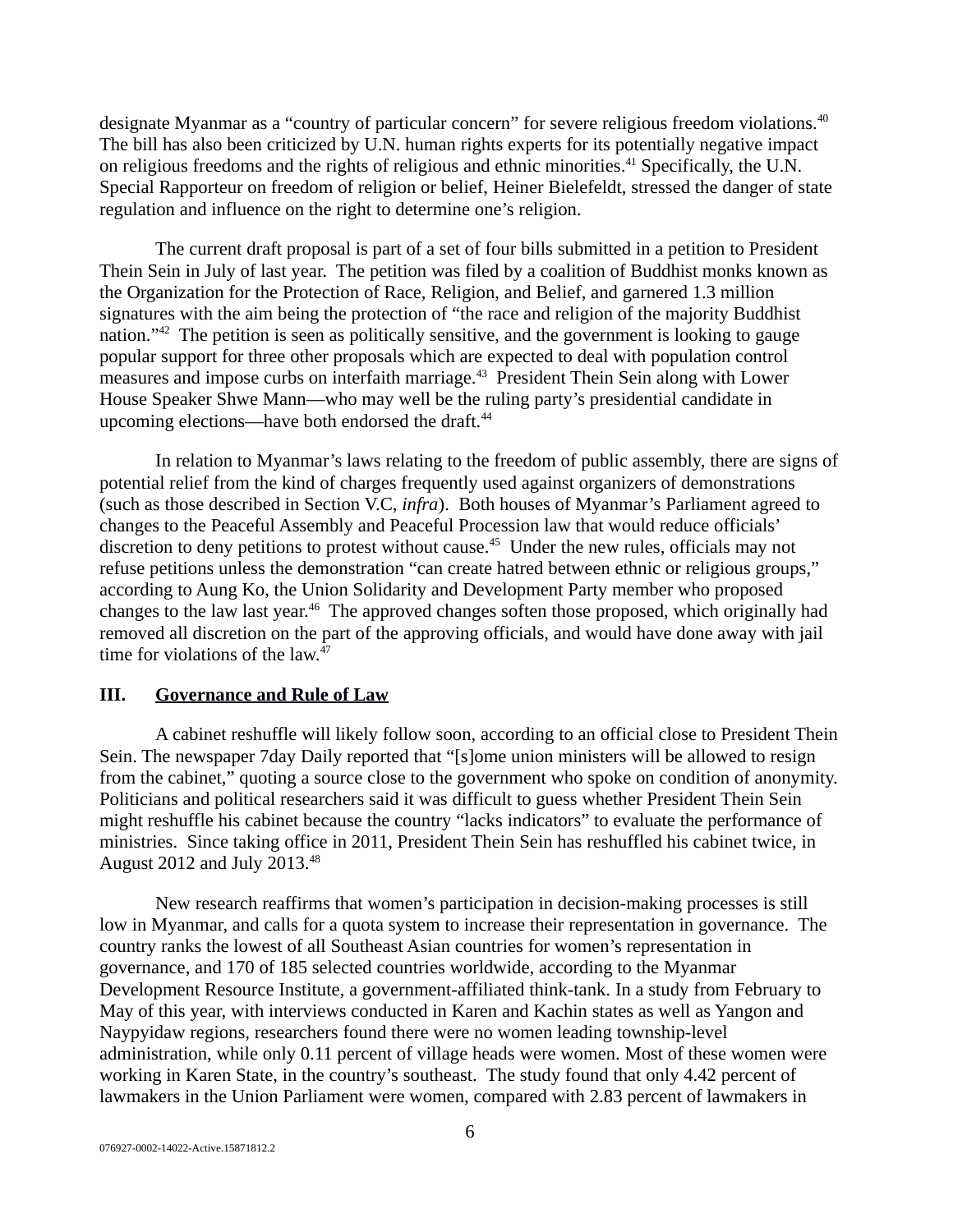designate Myanmar as a "country of particular concern" for severe religious freedom violations.[40] The bill has also been criticized by U.N. human rights experts for its potentially negative impact on religious freedoms and the rights of religious and ethnic minorities.[41] Specifically, the U.N. Special Rapporteur on freedom of religion or belief, Heiner Bielefeldt, stressed the danger of state regulation and influence on the right to determine one's religion.

The current draft proposal is part of a set of four bills submitted in a petition to President Thein Sein in July of last year. The petition was filed by a coalition of Buddhist monks known as the Organization for the Protection of Race, Religion, and Belief, and garnered 1.3 million signatures with the aim being the protection of "the race and religion of the majority Buddhist nation."[42] The petition is seen as politically sensitive, and the government is looking to gauge popular support for three other proposals which are expected to deal with population control measures and impose curbs on interfaith marriage.[43] President Thein Sein along with Lower House Speaker Shwe Mann—who may well be the ruling party's presidential candidate in upcoming elections—have both endorsed the draft.[44]

In relation to Myanmar's laws relating to the freedom of public assembly, there are signs of potential relief from the kind of charges frequently used against organizers of demonstrations (such as those described in Section V.C, *infra*). Both houses of Myanmar's Parliament agreed to changes to the Peaceful Assembly and Peaceful Procession law that would reduce officials' discretion to deny petitions to protest without cause.[45] Under the new rules, officials may not refuse petitions unless the demonstration "can create hatred between ethnic or religious groups," according to Aung Ko, the Union Solidarity and Development Party member who proposed changes to the law last year.[46] The approved changes soften those proposed, which originally had removed all discretion on the part of the approving officials, and would have done away with jail time for violations of the law.[47]

## III. Governance and Rule of Law

A cabinet reshuffle will likely follow soon, according to an official close to President Thein Sein. The newspaper 7day Daily reported that "[s]ome union ministers will be allowed to resign from the cabinet," quoting a source close to the government who spoke on condition of anonymity. Politicians and political researchers said it was difficult to guess whether President Thein Sein might reshuffle his cabinet because the country "lacks indicators" to evaluate the performance of ministries. Since taking office in 2011, President Thein Sein has reshuffled his cabinet twice, in August 2012 and July 2013.[48]

New research reaffirms that women's participation in decision-making processes is still low in Myanmar, and calls for a quota system to increase their representation in governance. The country ranks the lowest of all Southeast Asian countries for women's representation in governance, and 170 of 185 selected countries worldwide, according to the Myanmar Development Resource Institute, a government-affiliated think-tank. In a study from February to May of this year, with interviews conducted in Karen and Kachin states as well as Yangon and Naypyidaw regions, researchers found there were no women leading township-level administration, while only 0.11 percent of village heads were women. Most of these women were working in Karen State, in the country's southeast. The study found that only 4.42 percent of lawmakers in the Union Parliament were women, compared with 2.83 percent of lawmakers in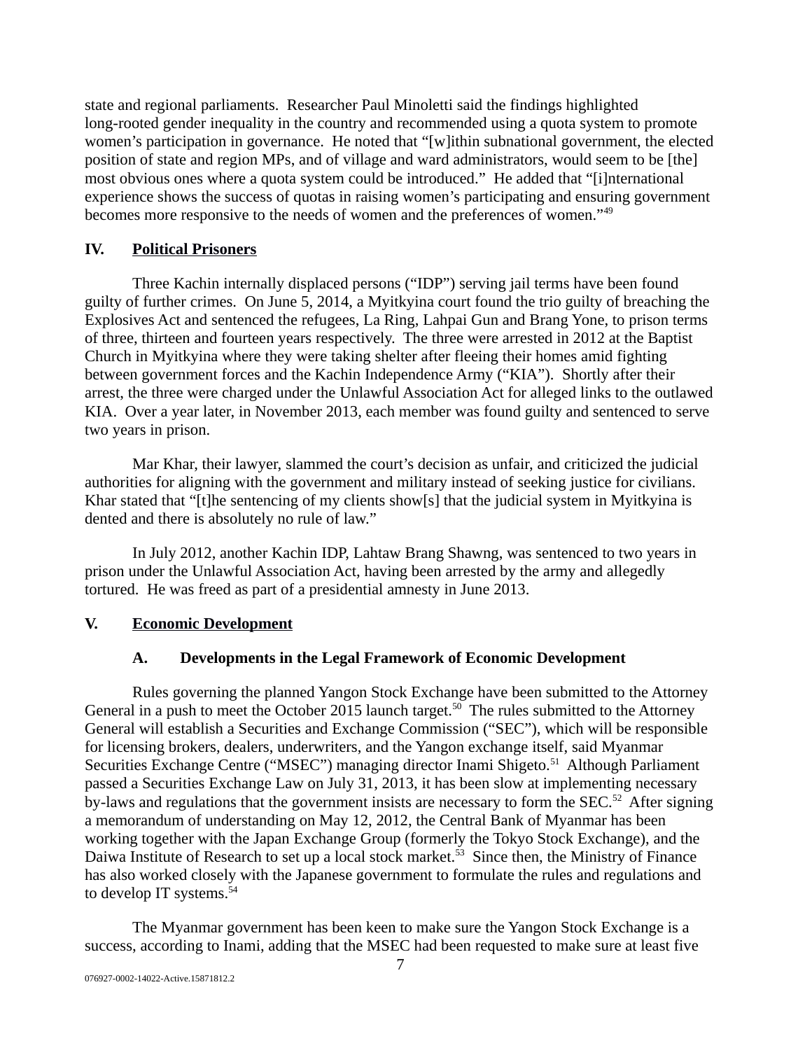state and regional parliaments. Researcher Paul Minoletti said the findings highlighted long-rooted gender inequality in the country and recommended using a quota system to promote women's participation in governance. He noted that "[w]ithin subnational government, the elected position of state and region MPs, and of village and ward administrators, would seem to be [the] most obvious ones where a quota system could be introduced." He added that "[i]nternational experience shows the success of quotas in raising women's participating and ensuring government becomes more responsive to the needs of women and the preferences of women."[49]

## IV. Political Prisoners

Three Kachin internally displaced persons ("IDP") serving jail terms have been found guilty of further crimes. On June 5, 2014, a Myitkyina court found the trio guilty of breaching the Explosives Act and sentenced the refugees, La Ring, Lahpai Gun and Brang Yone, to prison terms of three, thirteen and fourteen years respectively. The three were arrested in 2012 at the Baptist Church in Myitkyina where they were taking shelter after fleeing their homes amid fighting between government forces and the Kachin Independence Army ("KIA"). Shortly after their arrest, the three were charged under the Unlawful Association Act for alleged links to the outlawed KIA. Over a year later, in November 2013, each member was found guilty and sentenced to serve two years in prison.

Mar Khar, their lawyer, slammed the court's decision as unfair, and criticized the judicial authorities for aligning with the government and military instead of seeking justice for civilians. Khar stated that "[t]he sentencing of my clients show[s] that the judicial system in Myitkyina is dented and there is absolutely no rule of law."

In July 2012, another Kachin IDP, Lahtaw Brang Shawng, was sentenced to two years in prison under the Unlawful Association Act, having been arrested by the army and allegedly tortured. He was freed as part of a presidential amnesty in June 2013.

## V. Economic Development

### A. Developments in the Legal Framework of Economic Development

Rules governing the planned Yangon Stock Exchange have been submitted to the Attorney General in a push to meet the October 2015 launch target.[50] The rules submitted to the Attorney General will establish a Securities and Exchange Commission ("SEC"), which will be responsible for licensing brokers, dealers, underwriters, and the Yangon exchange itself, said Myanmar Securities Exchange Centre ("MSEC") managing director Inami Shigeto.[51] Although Parliament passed a Securities Exchange Law on July 31, 2013, it has been slow at implementing necessary by-laws and regulations that the government insists are necessary to form the SEC.[52] After signing a memorandum of understanding on May 12, 2012, the Central Bank of Myanmar has been working together with the Japan Exchange Group (formerly the Tokyo Stock Exchange), and the Daiwa Institute of Research to set up a local stock market.[53] Since then, the Ministry of Finance has also worked closely with the Japanese government to formulate the rules and regulations and to develop IT systems.[54]

The Myanmar government has been keen to make sure the Yangon Stock Exchange is a success, according to Inami, adding that the MSEC had been requested to make sure at least five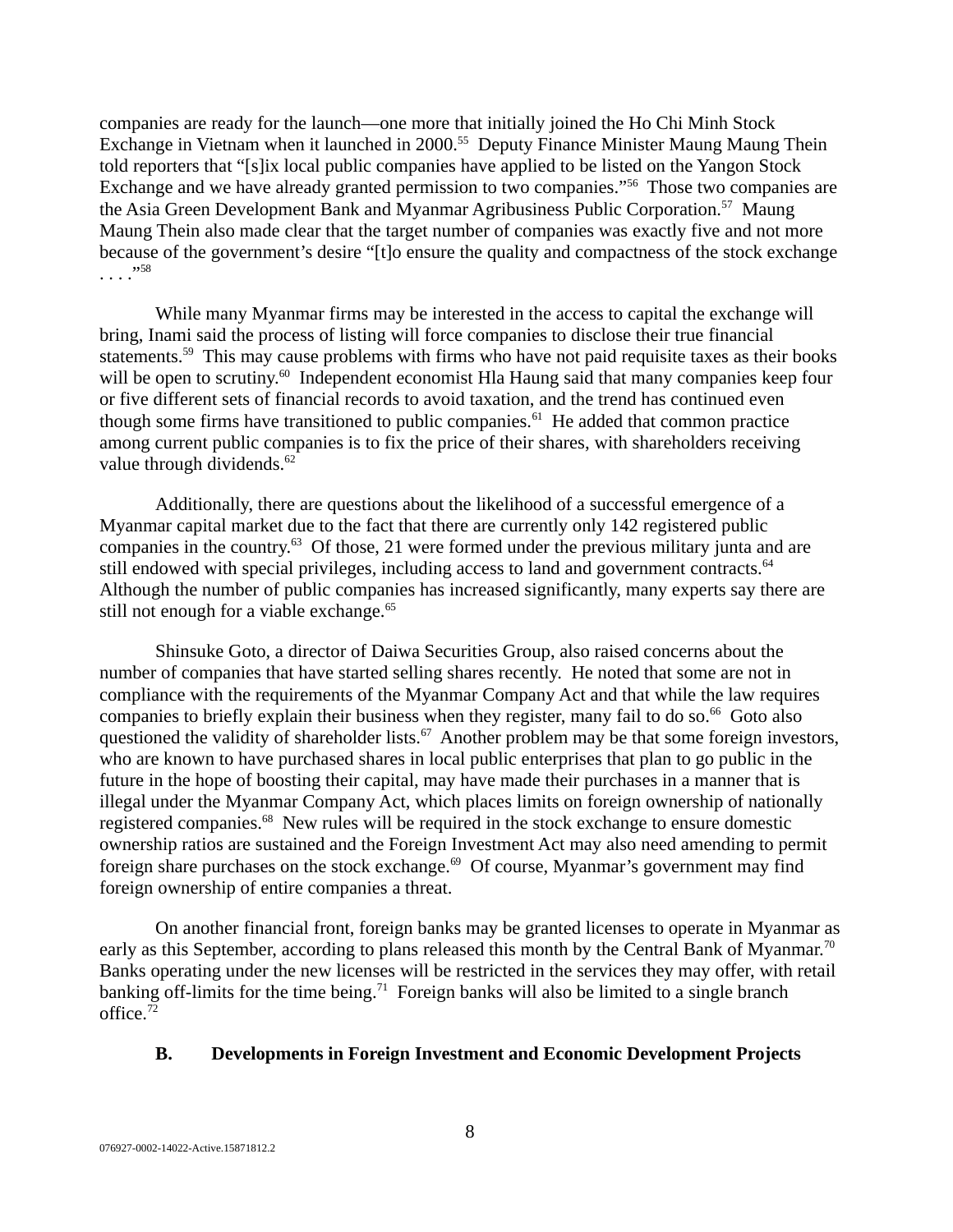companies are ready for the launch—one more that initially joined the Ho Chi Minh Stock Exchange in Vietnam when it launched in 2000.[55] Deputy Finance Minister Maung Maung Thein told reporters that "[s]ix local public companies have applied to be listed on the Yangon Stock Exchange and we have already granted permission to two companies."[56] Those two companies are the Asia Green Development Bank and Myanmar Agribusiness Public Corporation.[57] Maung Maung Thein also made clear that the target number of companies was exactly five and not more because of the government's desire "[t]o ensure the quality and compactness of the stock exchange . . . ."[58]

While many Myanmar firms may be interested in the access to capital the exchange will bring, Inami said the process of listing will force companies to disclose their true financial statements.[59] This may cause problems with firms who have not paid requisite taxes as their books will be open to scrutiny.[60] Independent economist Hla Haung said that many companies keep four or five different sets of financial records to avoid taxation, and the trend has continued even though some firms have transitioned to public companies.[61] He added that common practice among current public companies is to fix the price of their shares, with shareholders receiving value through dividends.[62]

Additionally, there are questions about the likelihood of a successful emergence of a Myanmar capital market due to the fact that there are currently only 142 registered public companies in the country.[63] Of those, 21 were formed under the previous military junta and are still endowed with special privileges, including access to land and government contracts.[64] Although the number of public companies has increased significantly, many experts say there are still not enough for a viable exchange.[65]

Shinsuke Goto, a director of Daiwa Securities Group, also raised concerns about the number of companies that have started selling shares recently. He noted that some are not in compliance with the requirements of the Myanmar Company Act and that while the law requires companies to briefly explain their business when they register, many fail to do so.[66] Goto also questioned the validity of shareholder lists.[67] Another problem may be that some foreign investors, who are known to have purchased shares in local public enterprises that plan to go public in the future in the hope of boosting their capital, may have made their purchases in a manner that is illegal under the Myanmar Company Act, which places limits on foreign ownership of nationally registered companies.[68] New rules will be required in the stock exchange to ensure domestic ownership ratios are sustained and the Foreign Investment Act may also need amending to permit foreign share purchases on the stock exchange.[69] Of course, Myanmar's government may find foreign ownership of entire companies a threat.

On another financial front, foreign banks may be granted licenses to operate in Myanmar as early as this September, according to plans released this month by the Central Bank of Myanmar.[70] Banks operating under the new licenses will be restricted in the services they may offer, with retail banking off-limits for the time being.[71] Foreign banks will also be limited to a single branch office.[72]

### B. Developments in Foreign Investment and Economic Development Projects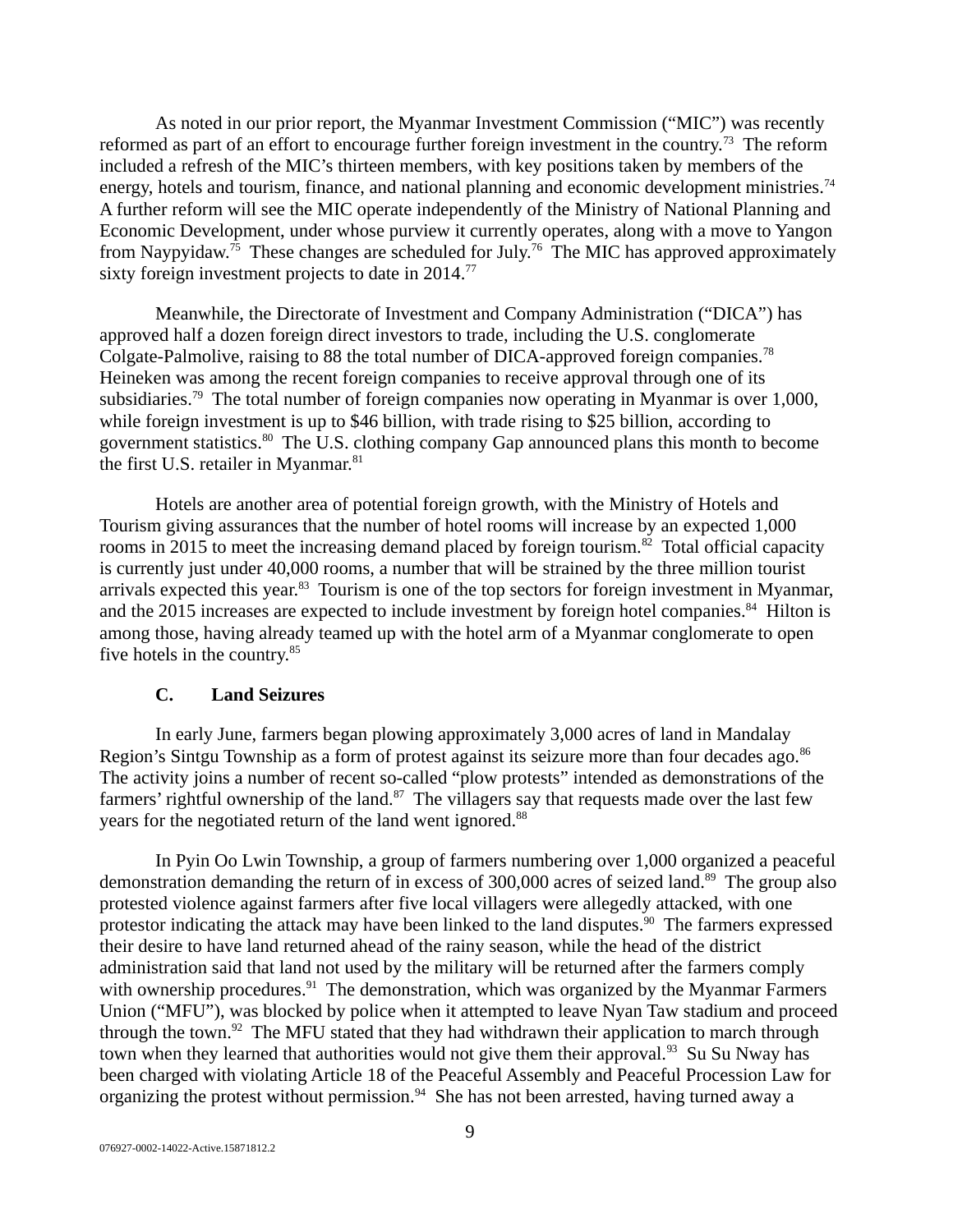As noted in our prior report, the Myanmar Investment Commission ("MIC") was recently reformed as part of an effort to encourage further foreign investment in the country.[73] The reform included a refresh of the MIC's thirteen members, with key positions taken by members of the energy, hotels and tourism, finance, and national planning and economic development ministries.[74] A further reform will see the MIC operate independently of the Ministry of National Planning and Economic Development, under whose purview it currently operates, along with a move to Yangon from Naypyidaw.[75] These changes are scheduled for July.[76] The MIC has approved approximately sixty foreign investment projects to date in 2014.[77]

Meanwhile, the Directorate of Investment and Company Administration ("DICA") has approved half a dozen foreign direct investors to trade, including the U.S. conglomerate Colgate-Palmolive, raising to 88 the total number of DICA-approved foreign companies.[78] Heineken was among the recent foreign companies to receive approval through one of its subsidiaries.[79] The total number of foreign companies now operating in Myanmar is over 1,000, while foreign investment is up to $46 billion, with trade rising to $25 billion, according to government statistics.[80] The U.S. clothing company Gap announced plans this month to become the first U.S. retailer in Myanmar.[81]

Hotels are another area of potential foreign growth, with the Ministry of Hotels and Tourism giving assurances that the number of hotel rooms will increase by an expected 1,000 rooms in 2015 to meet the increasing demand placed by foreign tourism.[82] Total official capacity is currently just under 40,000 rooms, a number that will be strained by the three million tourist arrivals expected this year.[83] Tourism is one of the top sectors for foreign investment in Myanmar, and the 2015 increases are expected to include investment by foreign hotel companies.[84] Hilton is among those, having already teamed up with the hotel arm of a Myanmar conglomerate to open five hotels in the country.[85]

### C. Land Seizures

In early June, farmers began plowing approximately 3,000 acres of land in Mandalay Region's Sintgu Township as a form of protest against its seizure more than four decades ago.[86] The activity joins a number of recent so-called "plow protests" intended as demonstrations of the farmers' rightful ownership of the land.[87] The villagers say that requests made over the last few years for the negotiated return of the land went ignored.[88]

In Pyin Oo Lwin Township, a group of farmers numbering over 1,000 organized a peaceful demonstration demanding the return of in excess of 300,000 acres of seized land.[89] The group also protested violence against farmers after five local villagers were allegedly attacked, with one protestor indicating the attack may have been linked to the land disputes.[90] The farmers expressed their desire to have land returned ahead of the rainy season, while the head of the district administration said that land not used by the military will be returned after the farmers comply with ownership procedures.[91] The demonstration, which was organized by the Myanmar Farmers Union ("MFU"), was blocked by police when it attempted to leave Nyan Taw stadium and proceed through the town.[92] The MFU stated that they had withdrawn their application to march through town when they learned that authorities would not give them their approval.[93] Su Su Nway has been charged with violating Article 18 of the Peaceful Assembly and Peaceful Procession Law for organizing the protest without permission.[94] She has not been arrested, having turned away a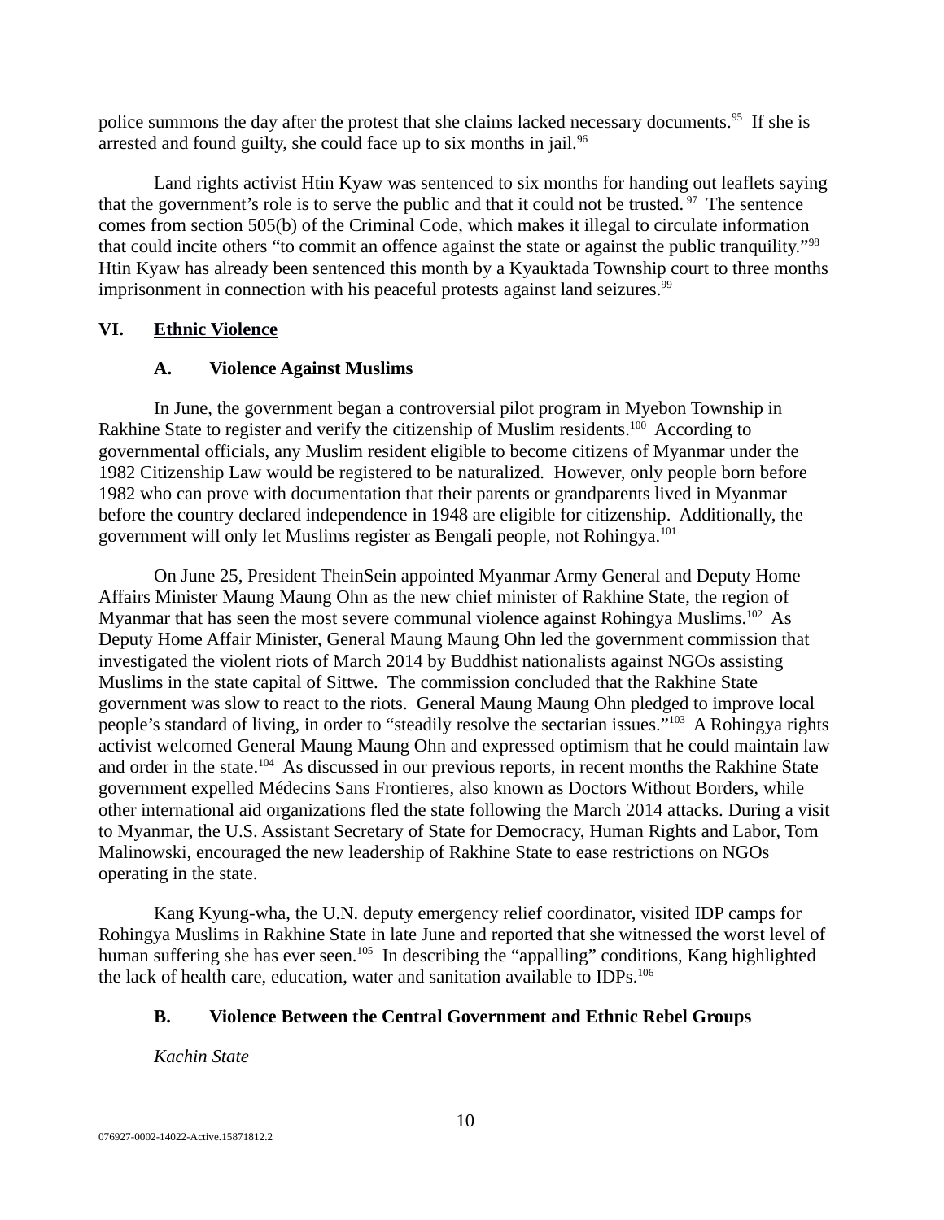police summons the day after the protest that she claims lacked necessary documents.[95] If she is arrested and found guilty, she could face up to six months in jail.[96]

Land rights activist Htin Kyaw was sentenced to six months for handing out leaflets saying that the government's role is to serve the public and that it could not be trusted.[97] The sentence comes from section 505(b) of the Criminal Code, which makes it illegal to circulate information that could incite others "to commit an offence against the state or against the public tranquility."[98] Htin Kyaw has already been sentenced this month by a Kyauktada Township court to three months imprisonment in connection with his peaceful protests against land seizures.[99]

## VI. Ethnic Violence

### A. Violence Against Muslims

In June, the government began a controversial pilot program in Myebon Township in Rakhine State to register and verify the citizenship of Muslim residents.[100] According to governmental officials, any Muslim resident eligible to become citizens of Myanmar under the 1982 Citizenship Law would be registered to be naturalized. However, only people born before 1982 who can prove with documentation that their parents or grandparents lived in Myanmar before the country declared independence in 1948 are eligible for citizenship. Additionally, the government will only let Muslims register as Bengali people, not Rohingya.[101]

On June 25, President TheinSein appointed Myanmar Army General and Deputy Home Affairs Minister Maung Maung Ohn as the new chief minister of Rakhine State, the region of Myanmar that has seen the most severe communal violence against Rohingya Muslims.[102] As Deputy Home Affair Minister, General Maung Maung Ohn led the government commission that investigated the violent riots of March 2014 by Buddhist nationalists against NGOs assisting Muslims in the state capital of Sittwe. The commission concluded that the Rakhine State government was slow to react to the riots. General Maung Maung Ohn pledged to improve local people's standard of living, in order to "steadily resolve the sectarian issues."[103] A Rohingya rights activist welcomed General Maung Maung Ohn and expressed optimism that he could maintain law and order in the state.[104] As discussed in our previous reports, in recent months the Rakhine State government expelled Médecins Sans Frontieres, also known as Doctors Without Borders, while other international aid organizations fled the state following the March 2014 attacks. During a visit to Myanmar, the U.S. Assistant Secretary of State for Democracy, Human Rights and Labor, Tom Malinowski, encouraged the new leadership of Rakhine State to ease restrictions on NGOs operating in the state.

Kang Kyung-wha, the U.N. deputy emergency relief coordinator, visited IDP camps for Rohingya Muslims in Rakhine State in late June and reported that she witnessed the worst level of human suffering she has ever seen.[105] In describing the "appalling" conditions, Kang highlighted the lack of health care, education, water and sanitation available to IDPs.[106]

### B. Violence Between the Central Government and Ethnic Rebel Groups

*Kachin State*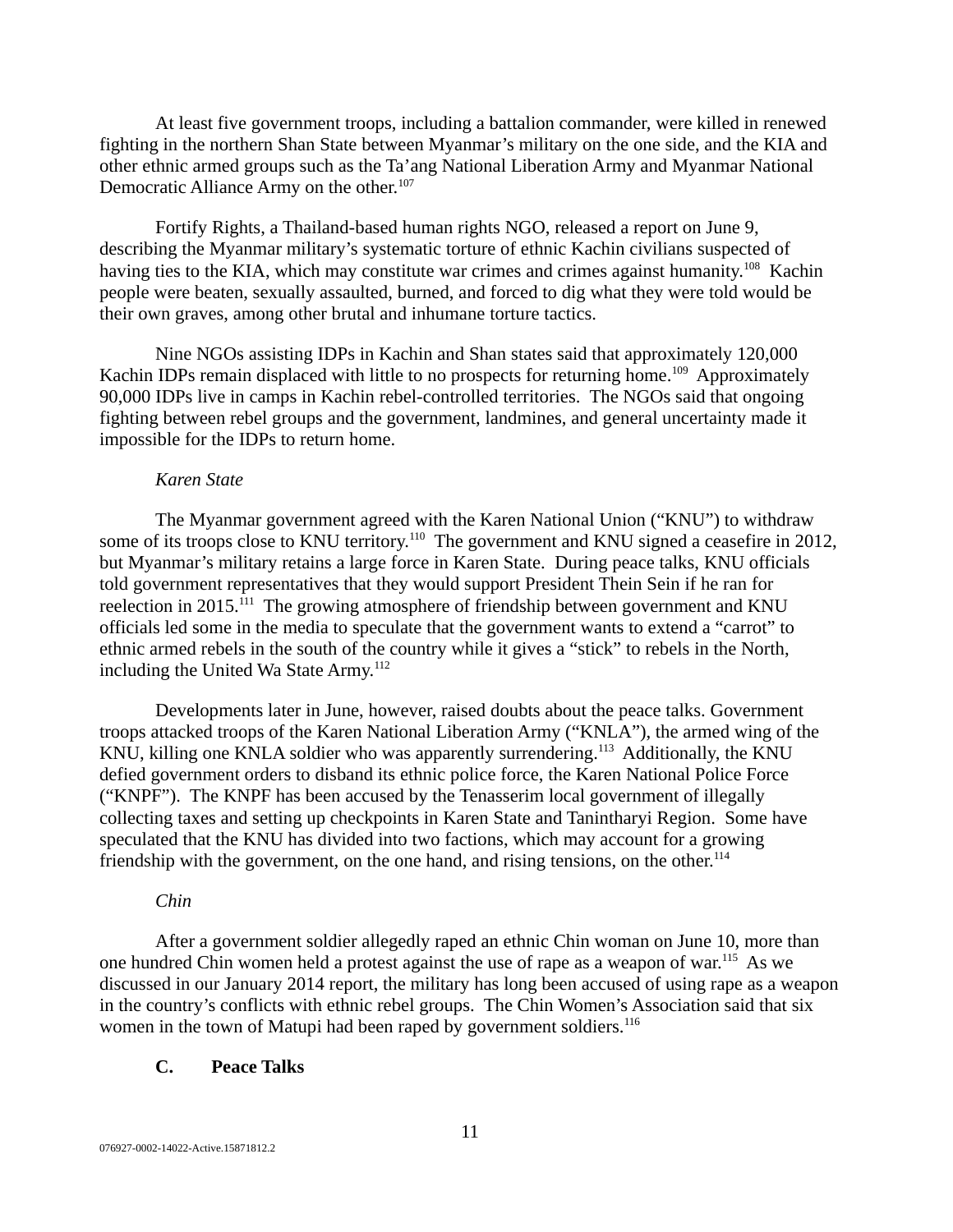At least five government troops, including a battalion commander, were killed in renewed fighting in the northern Shan State between Myanmar's military on the one side, and the KIA and other ethnic armed groups such as the Ta'ang National Liberation Army and Myanmar National Democratic Alliance Army on the other.[107]

Fortify Rights, a Thailand-based human rights NGO, released a report on June 9, describing the Myanmar military's systematic torture of ethnic Kachin civilians suspected of having ties to the KIA, which may constitute war crimes and crimes against humanity.[108] Kachin people were beaten, sexually assaulted, burned, and forced to dig what they were told would be their own graves, among other brutal and inhumane torture tactics.

Nine NGOs assisting IDPs in Kachin and Shan states said that approximately 120,000 Kachin IDPs remain displaced with little to no prospects for returning home.[109] Approximately 90,000 IDPs live in camps in Kachin rebel-controlled territories. The NGOs said that ongoing fighting between rebel groups and the government, landmines, and general uncertainty made it impossible for the IDPs to return home.

*Karen State*

The Myanmar government agreed with the Karen National Union ("KNU") to withdraw some of its troops close to KNU territory.[110] The government and KNU signed a ceasefire in 2012, but Myanmar's military retains a large force in Karen State. During peace talks, KNU officials told government representatives that they would support President Thein Sein if he ran for reelection in 2015.[111] The growing atmosphere of friendship between government and KNU officials led some in the media to speculate that the government wants to extend a "carrot" to ethnic armed rebels in the south of the country while it gives a "stick" to rebels in the North, including the United Wa State Army.[112]

Developments later in June, however, raised doubts about the peace talks. Government troops attacked troops of the Karen National Liberation Army ("KNLA"), the armed wing of the KNU, killing one KNLA soldier who was apparently surrendering.[113] Additionally, the KNU defied government orders to disband its ethnic police force, the Karen National Police Force ("KNPF"). The KNPF has been accused by the Tenasserim local government of illegally collecting taxes and setting up checkpoints in Karen State and Tanintharyi Region. Some have speculated that the KNU has divided into two factions, which may account for a growing friendship with the government, on the one hand, and rising tensions, on the other.[114]

*Chin*

After a government soldier allegedly raped an ethnic Chin woman on June 10, more than one hundred Chin women held a protest against the use of rape as a weapon of war.[115] As we discussed in our January 2014 report, the military has long been accused of using rape as a weapon in the country's conflicts with ethnic rebel groups. The Chin Women's Association said that six women in the town of Matupi had been raped by government soldiers.[116]

### C. Peace Talks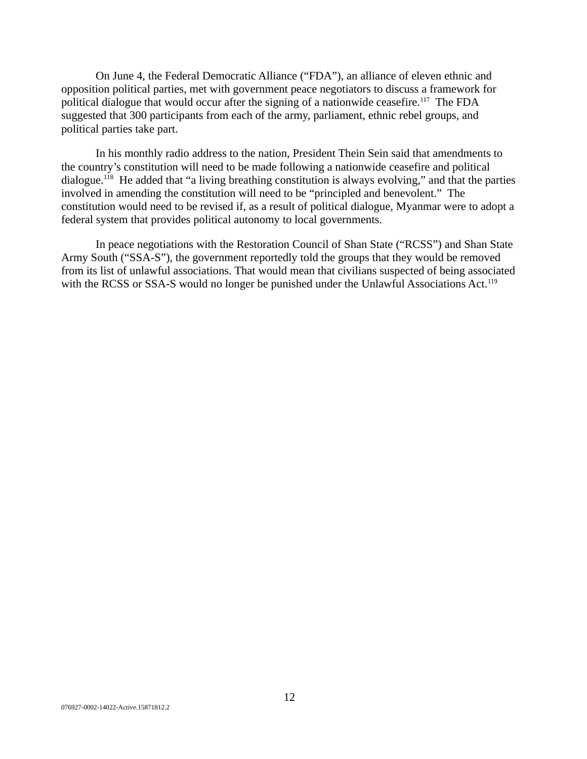On June 4, the Federal Democratic Alliance ("FDA"), an alliance of eleven ethnic and opposition political parties, met with government peace negotiators to discuss a framework for political dialogue that would occur after the signing of a nationwide ceasefire.[117] The FDA suggested that 300 participants from each of the army, parliament, ethnic rebel groups, and political parties take part.

In his monthly radio address to the nation, President Thein Sein said that amendments to the country's constitution will need to be made following a nationwide ceasefire and political dialogue.[118] He added that "a living breathing constitution is always evolving," and that the parties involved in amending the constitution will need to be "principled and benevolent." The constitution would need to be revised if, as a result of political dialogue, Myanmar were to adopt a federal system that provides political autonomy to local governments.

In peace negotiations with the Restoration Council of Shan State ("RCSS") and Shan State Army South ("SSA-S"), the government reportedly told the groups that they would be removed from its list of unlawful associations. That would mean that civilians suspected of being associated with the RCSS or SSA-S would no longer be punished under the Unlawful Associations Act.[119]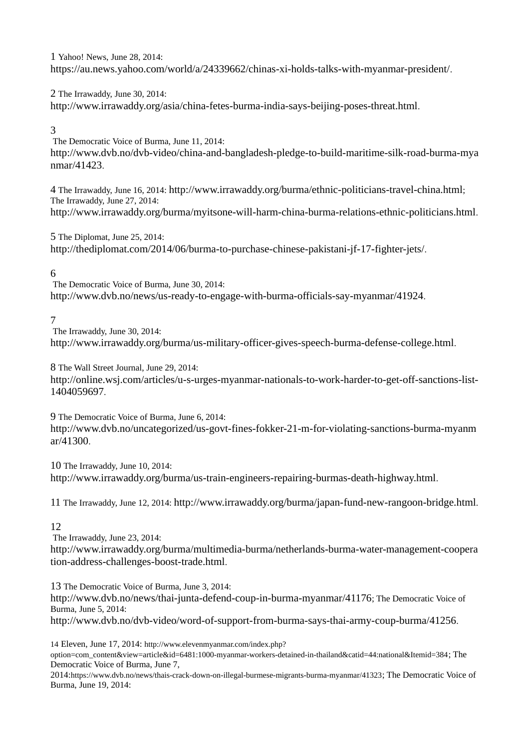1 Yahoo! News, June 28, 2014: https://au.news.yahoo.com/world/a/24339662/chinas-xi-holds-talks-with-myanmar-president/.

2 The Irrawaddy, June 30, 2014: http://www.irrawaddy.org/asia/china-fetes-burma-india-says-beijing-poses-threat.html.

3 The Democratic Voice of Burma, June 11, 2014: http://www.dvb.no/dvb-video/china-and-bangladesh-pledge-to-build-maritime-silk-road-burma-myanmar/41423.

4 The Irrawaddy, June 16, 2014: http://www.irrawaddy.org/burma/ethnic-politicians-travel-china.html; The Irrawaddy, June 27, 2014: http://www.irrawaddy.org/burma/myitsone-will-harm-china-burma-relations-ethnic-politicians.html.

5 The Diplomat, June 25, 2014: http://thediplomat.com/2014/06/burma-to-purchase-chinese-pakistani-jf-17-fighter-jets/.

6 The Democratic Voice of Burma, June 30, 2014: http://www.dvb.no/news/us-ready-to-engage-with-burma-officials-say-myanmar/41924.

7 The Irrawaddy, June 30, 2014: http://www.irrawaddy.org/burma/us-military-officer-gives-speech-burma-defense-college.html.

8 The Wall Street Journal, June 29, 2014: http://online.wsj.com/articles/u-s-urges-myanmar-nationals-to-work-harder-to-get-off-sanctions-list-1404059697.

9 The Democratic Voice of Burma, June 6, 2014: http://www.dvb.no/uncategorized/us-govt-fines-fokker-21-m-for-violating-sanctions-burma-myanmar/41300.

10 The Irrawaddy, June 10, 2014: http://www.irrawaddy.org/burma/us-train-engineers-repairing-burmas-death-highway.html.

11 The Irrawaddy, June 12, 2014: http://www.irrawaddy.org/burma/japan-fund-new-rangoon-bridge.html.

12 The Irrawaddy, June 23, 2014: http://www.irrawaddy.org/burma/multimedia-burma/netherlands-burma-water-management-cooperation-address-challenges-boost-trade.html.

13 The Democratic Voice of Burma, June 3, 2014: http://www.dvb.no/news/thai-junta-defend-coup-in-burma-myanmar/41176; The Democratic Voice of Burma, June 5, 2014: http://www.dvb.no/dvb-video/word-of-support-from-burma-says-thai-army-coup-burma/41256.

14 Eleven, June 17, 2014: http://www.elevenmyanmar.com/index.php?option=com_content&view=article&id=6481:1000-myanmar-workers-detained-in-thailand&catid=44:national&Itemid=384; The Democratic Voice of Burma, June 7, 2014:https://www.dvb.no/news/thais-crack-down-on-illegal-burmese-migrants-burma-myanmar/41323; The Democratic Voice of Burma, June 19, 2014: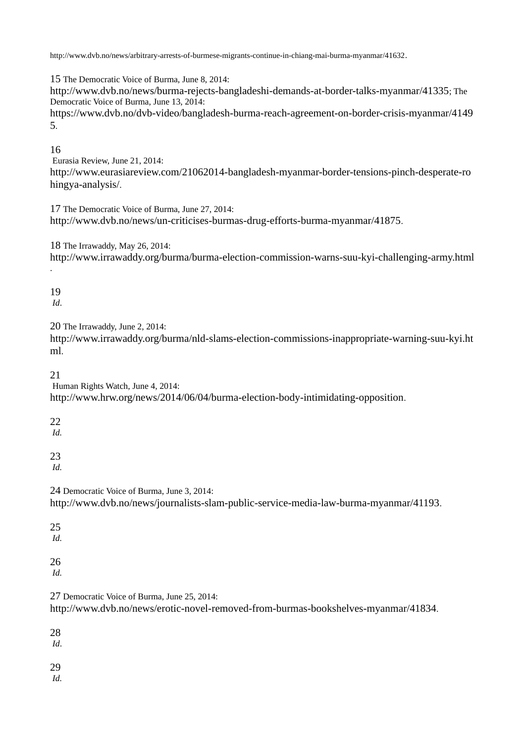http://www.dvb.no/news/arbitrary-arrests-of-burmese-migrants-continue-in-chiang-mai-burma-myanmar/41632.

15 The Democratic Voice of Burma, June 8, 2014: http://www.dvb.no/news/burma-rejects-bangladeshi-demands-at-border-talks-myanmar/41335; The Democratic Voice of Burma, June 13, 2014: https://www.dvb.no/dvb-video/bangladesh-burma-reach-agreement-on-border-crisis-myanmar/41495.

16 Eurasia Review, June 21, 2014: http://www.eurasiareview.com/21062014-bangladesh-myanmar-border-tensions-pinch-desperate-rohingya-analysis/.

17 The Democratic Voice of Burma, June 27, 2014: http://www.dvb.no/news/un-criticises-burmas-drug-efforts-burma-myanmar/41875.

18 The Irrawaddy, May 26, 2014: http://www.irrawaddy.org/burma/burma-election-commission-warns-suu-kyi-challenging-army.html.

19 *Id*.

20 The Irrawaddy, June 2, 2014: http://www.irrawaddy.org/burma/nld-slams-election-commissions-inappropriate-warning-suu-kyi.html.

21 Human Rights Watch, June 4, 2014: http://www.hrw.org/news/2014/06/04/burma-election-body-intimidating-opposition.

22 *Id.*

23 *Id.*

24 Democratic Voice of Burma, June 3, 2014: http://www.dvb.no/news/journalists-slam-public-service-media-law-burma-myanmar/41193.

25 *Id.*

26 *Id.*

27 Democratic Voice of Burma, June 25, 2014: http://www.dvb.no/news/erotic-novel-removed-from-burmas-bookshelves-myanmar/41834.

28 *Id*.

29 *Id.*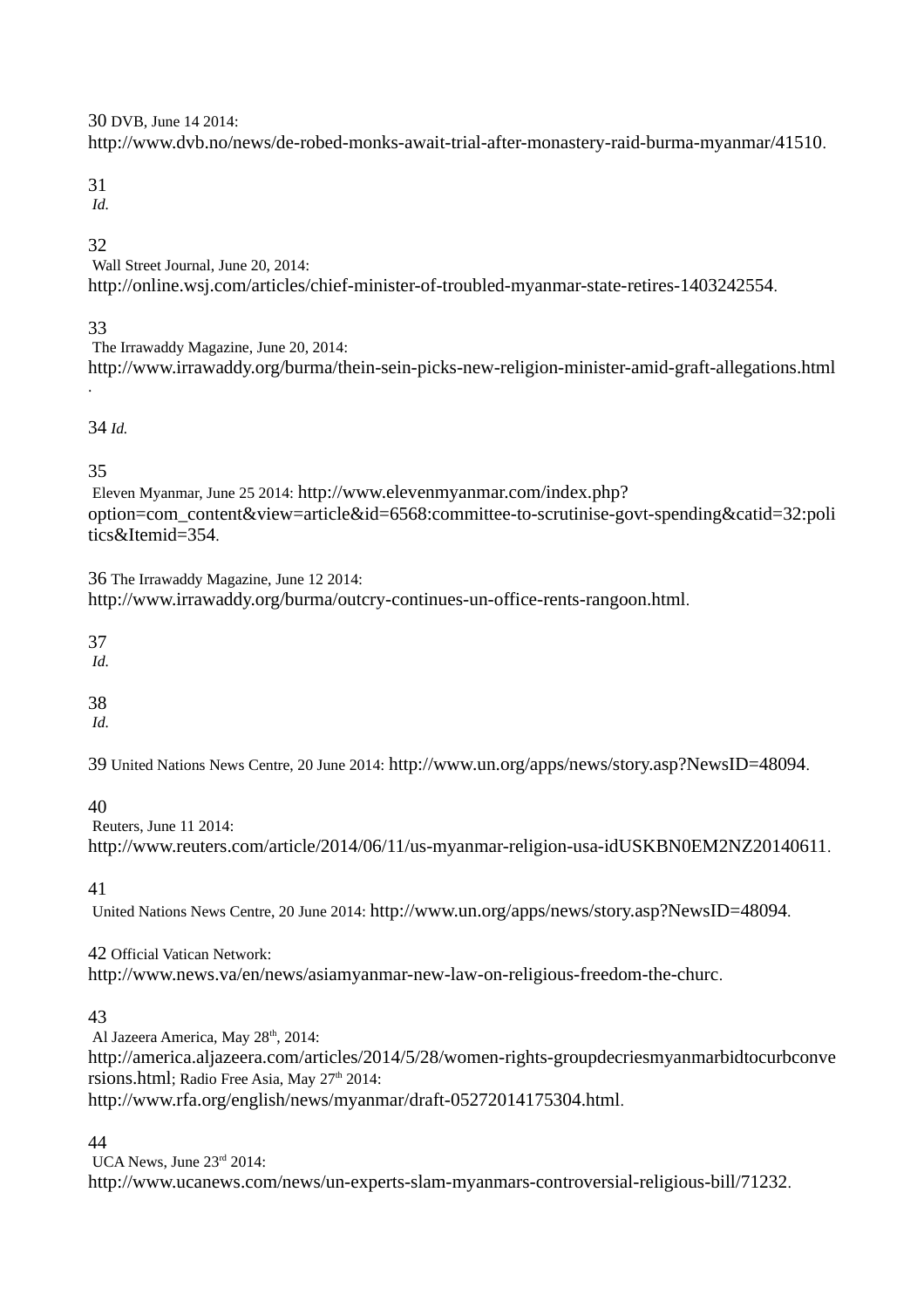30 DVB, June 14 2014: http://www.dvb.no/news/de-robed-monks-await-trial-after-monastery-raid-burma-myanmar/41510.

31 *Id.*

32 Wall Street Journal, June 20, 2014: http://online.wsj.com/articles/chief-minister-of-troubled-myanmar-state-retires-1403242554.

33 The Irrawaddy Magazine, June 20, 2014: http://www.irrawaddy.org/burma/thein-sein-picks-new-religion-minister-amid-graft-allegations.html.

34 *Id.*

35 Eleven Myanmar, June 25 2014: http://www.elevenmyanmar.com/index.php?option=com_content&view=article&id=6568:committee-to-scrutinise-govt-spending&catid=32:politics&Itemid=354.

36 The Irrawaddy Magazine, June 12 2014: http://www.irrawaddy.org/burma/outcry-continues-un-office-rents-rangoon.html.

37 *Id.*

38 *Id.*

39 United Nations News Centre, 20 June 2014: http://www.un.org/apps/news/story.asp?NewsID=48094.

40 Reuters, June 11 2014: http://www.reuters.com/article/2014/06/11/us-myanmar-religion-usa-idUSKBN0EM2NZ20140611.

41 United Nations News Centre, 20 June 2014: http://www.un.org/apps/news/story.asp?NewsID=48094.

42 Official Vatican Network: http://www.news.va/en/news/asiamyanmar-new-law-on-religious-freedom-the-churc.

43 Al Jazeera America, May 28th, 2014: http://america.aljazeera.com/articles/2014/5/28/women-rights-groupdecriesmyanmarbidtocurbconversions.html; Radio Free Asia, May 27th 2014: http://www.rfa.org/english/news/myanmar/draft-05272014175304.html.

44 UCA News, June 23rd 2014: http://www.ucanews.com/news/un-experts-slam-myanmars-controversial-religious-bill/71232.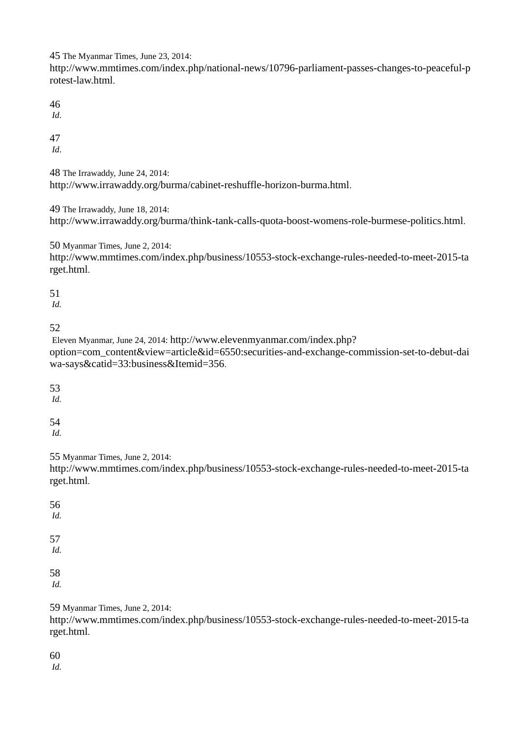45 The Myanmar Times, June 23, 2014: http://www.mmtimes.com/index.php/national-news/10796-parliament-passes-changes-to-peaceful-protest-law.html.

46 *Id*.

47 *Id*.

48 The Irrawaddy, June 24, 2014: http://www.irrawaddy.org/burma/cabinet-reshuffle-horizon-burma.html.

49 The Irrawaddy, June 18, 2014: http://www.irrawaddy.org/burma/think-tank-calls-quota-boost-womens-role-burmese-politics.html.

50 Myanmar Times, June 2, 2014: http://www.mmtimes.com/index.php/business/10553-stock-exchange-rules-needed-to-meet-2015-target.html.

51 *Id.*

52 Eleven Myanmar, June 24, 2014: http://www.elevenmyanmar.com/index.php?option=com_content&view=article&id=6550:securities-and-exchange-commission-set-to-debut-daiwa-says&catid=33:business&Itemid=356.

53 *Id.*

54 *Id.*

55 Myanmar Times, June 2, 2014: http://www.mmtimes.com/index.php/business/10553-stock-exchange-rules-needed-to-meet-2015-target.html.

56 *Id.*

57 *Id.*

58 *Id.*

59 Myanmar Times, June 2, 2014: http://www.mmtimes.com/index.php/business/10553-stock-exchange-rules-needed-to-meet-2015-target.html.

60 *Id.*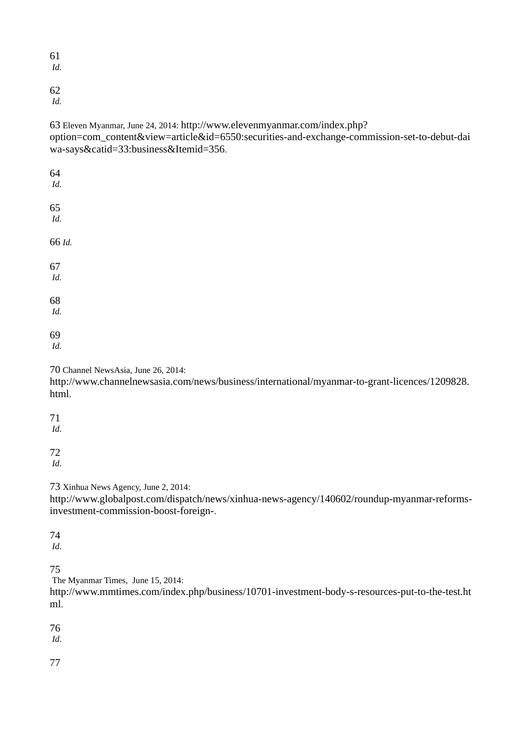61
*Id.*

62
*Id.*

63 Eleven Myanmar, June 24, 2014: http://www.elevenmyanmar.com/index.php?option=com_content&view=article&id=6550:securities-and-exchange-commission-set-to-debut-daiwa-says&catid=33:business&Itemid=356.

64
*Id.*

65
*Id.*

66 *Id.*

67
*Id.*

68
*Id.*

69
*Id.*

70 Channel NewsAsia, June 26, 2014: http://www.channelnewsasia.com/news/business/international/myanmar-to-grant-licences/1209828.html.

71
*Id*.

72
*Id*.

73 Xinhua News Agency, June 2, 2014: http://www.globalpost.com/dispatch/news/xinhua-news-agency/140602/roundup-myanmar-reforms-investment-commission-boost-foreign-.

74
*Id*.

75
The Myanmar Times, June 15, 2014: http://www.mmtimes.com/index.php/business/10701-investment-body-s-resources-put-to-the-test.html.

76
*Id*.

77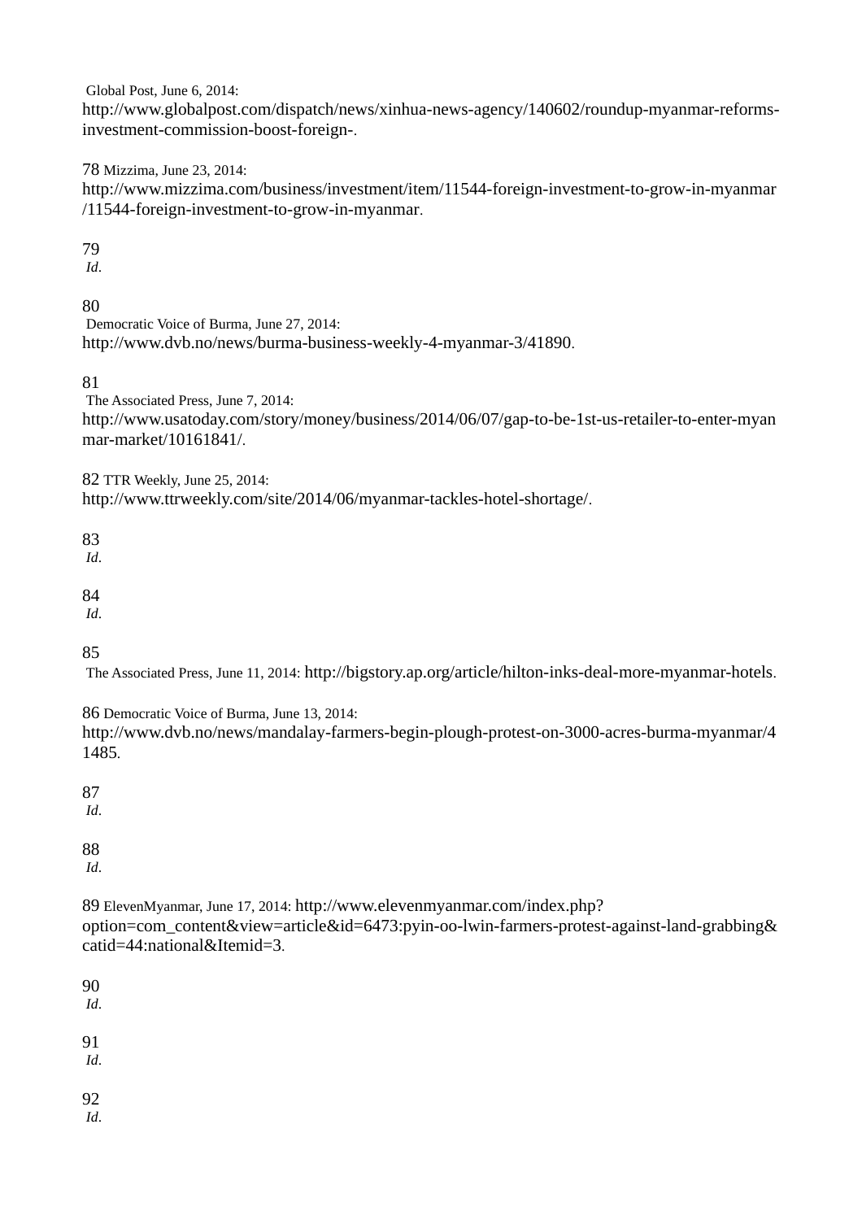Global Post, June 6, 2014: http://www.globalpost.com/dispatch/news/xinhua-news-agency/140602/roundup-myanmar-reforms-investment-commission-boost-foreign-.

78 Mizzima, June 23, 2014: http://www.mizzima.com/business/investment/item/11544-foreign-investment-to-grow-in-myanmar/11544-foreign-investment-to-grow-in-myanmar.

79 *Id*.

80 Democratic Voice of Burma, June 27, 2014: http://www.dvb.no/news/burma-business-weekly-4-myanmar-3/41890.

81 The Associated Press, June 7, 2014: http://www.usatoday.com/story/money/business/2014/06/07/gap-to-be-1st-us-retailer-to-enter-myanmar-market/10161841/.

82 TTR Weekly, June 25, 2014: http://www.ttrweekly.com/site/2014/06/myanmar-tackles-hotel-shortage/.

83 *Id*.

84 *Id*.

85 The Associated Press, June 11, 2014: http://bigstory.ap.org/article/hilton-inks-deal-more-myanmar-hotels.

86 Democratic Voice of Burma, June 13, 2014: http://www.dvb.no/news/mandalay-farmers-begin-plough-protest-on-3000-acres-burma-myanmar/41485.

87 *Id*.

88 *Id*.

89 ElevenMyanmar, June 17, 2014: http://www.elevenmyanmar.com/index.php?option=com_content&view=article&id=6473:pyin-oo-lwin-farmers-protest-against-land-grabbing&catid=44:national&Itemid=3.

90 *Id*.

91 *Id*.

92 *Id*.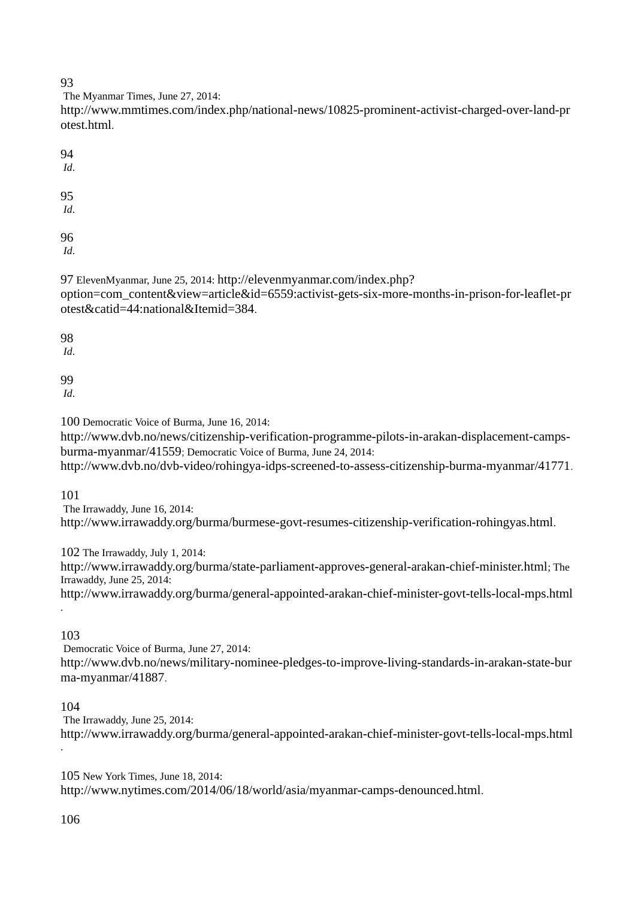93 The Myanmar Times, June 27, 2014: http://www.mmtimes.com/index.php/national-news/10825-prominent-activist-charged-over-land-protest.html.

94 *Id*.

95 *Id*.

96 *Id*.

97 ElevenMyanmar, June 25, 2014: http://elevenmyanmar.com/index.php?option=com_content&view=article&id=6559:activist-gets-six-more-months-in-prison-for-leaflet-protest&catid=44:national&Itemid=384.

98 *Id*.

99 *Id*.

100 Democratic Voice of Burma, June 16, 2014: http://www.dvb.no/news/citizenship-verification-programme-pilots-in-arakan-displacement-camps-burma-myanmar/41559; Democratic Voice of Burma, June 24, 2014: http://www.dvb.no/dvb-video/rohingya-idps-screened-to-assess-citizenship-burma-myanmar/41771.

101 The Irrawaddy, June 16, 2014: http://www.irrawaddy.org/burma/burmese-govt-resumes-citizenship-verification-rohingyas.html.

102 The Irrawaddy, July 1, 2014: http://www.irrawaddy.org/burma/state-parliament-approves-general-arakan-chief-minister.html; The Irrawaddy, June 25, 2014: http://www.irrawaddy.org/burma/general-appointed-arakan-chief-minister-govt-tells-local-mps.html.

103 Democratic Voice of Burma, June 27, 2014: http://www.dvb.no/news/military-nominee-pledges-to-improve-living-standards-in-arakan-state-burma-myanmar/41887.

104 The Irrawaddy, June 25, 2014: http://www.irrawaddy.org/burma/general-appointed-arakan-chief-minister-govt-tells-local-mps.html.

105 New York Times, June 18, 2014: http://www.nytimes.com/2014/06/18/world/asia/myanmar-camps-denounced.html.

106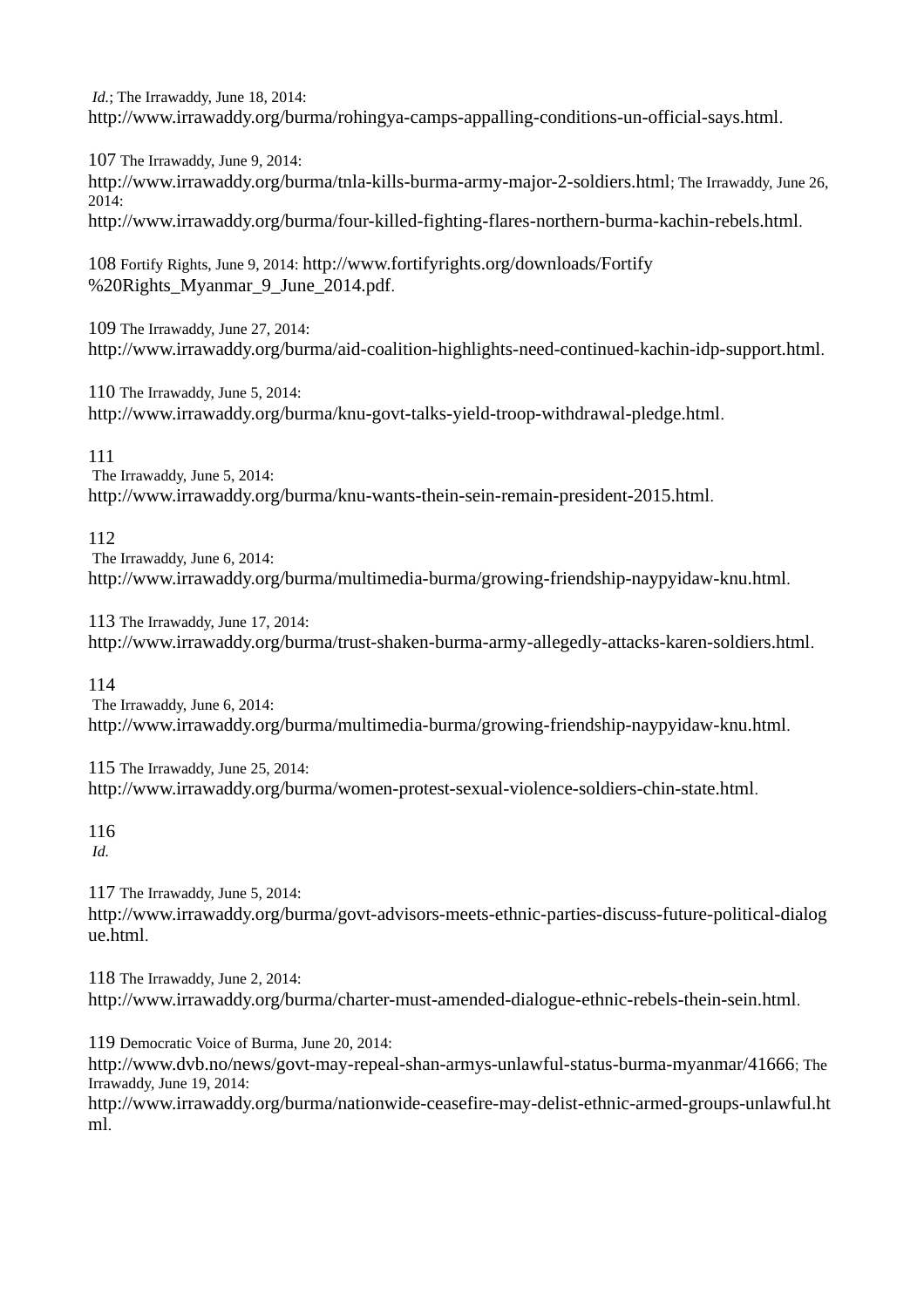*Id.*; The Irrawaddy, June 18, 2014: http://www.irrawaddy.org/burma/rohingya-camps-appalling-conditions-un-official-says.html.

107 The Irrawaddy, June 9, 2014: http://www.irrawaddy.org/burma/tnla-kills-burma-army-major-2-soldiers.html; The Irrawaddy, June 26, 2014: http://www.irrawaddy.org/burma/four-killed-fighting-flares-northern-burma-kachin-rebels.html.

108 Fortify Rights, June 9, 2014: http://www.fortifyrights.org/downloads/Fortify%20Rights_Myanmar_9_June_2014.pdf.

109 The Irrawaddy, June 27, 2014: http://www.irrawaddy.org/burma/aid-coalition-highlights-need-continued-kachin-idp-support.html.

110 The Irrawaddy, June 5, 2014: http://www.irrawaddy.org/burma/knu-govt-talks-yield-troop-withdrawal-pledge.html.

111 The Irrawaddy, June 5, 2014: http://www.irrawaddy.org/burma/knu-wants-thein-sein-remain-president-2015.html.

112 The Irrawaddy, June 6, 2014: http://www.irrawaddy.org/burma/multimedia-burma/growing-friendship-naypyidaw-knu.html.

113 The Irrawaddy, June 17, 2014: http://www.irrawaddy.org/burma/trust-shaken-burma-army-allegedly-attacks-karen-soldiers.html.

114 The Irrawaddy, June 6, 2014: http://www.irrawaddy.org/burma/multimedia-burma/growing-friendship-naypyidaw-knu.html.

115 The Irrawaddy, June 25, 2014: http://www.irrawaddy.org/burma/women-protest-sexual-violence-soldiers-chin-state.html.

116 *Id.*

117 The Irrawaddy, June 5, 2014: http://www.irrawaddy.org/burma/govt-advisors-meets-ethnic-parties-discuss-future-political-dialogue.html.

118 The Irrawaddy, June 2, 2014: http://www.irrawaddy.org/burma/charter-must-amended-dialogue-ethnic-rebels-thein-sein.html.

119 Democratic Voice of Burma, June 20, 2014: http://www.dvb.no/news/govt-may-repeal-shan-armys-unlawful-status-burma-myanmar/41666; The Irrawaddy, June 19, 2014: http://www.irrawaddy.org/burma/nationwide-ceasefire-may-delist-ethnic-armed-groups-unlawful.html.